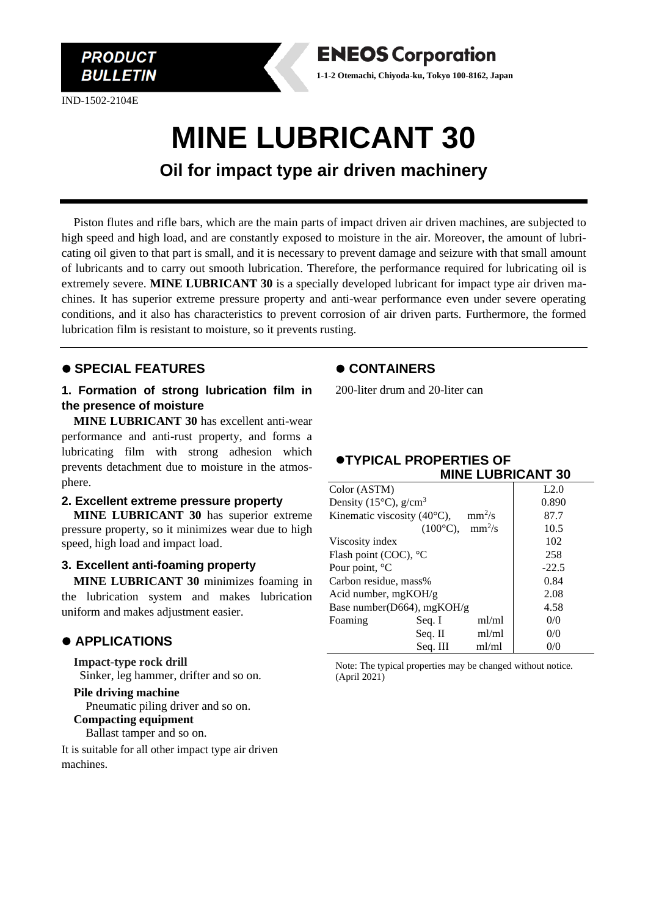PRODUCT BULLETIN

**ENEOS Corporation**

1-1-2 Otemachi, Chiyoda-ku, Tokyo 100-8162, Japan

IND-1502-2104E

# MINE LUBRICANT 30

## Oil for impact type air driven machinery

Piston flutes and rifle bars, which are the main parts of impact driven air driven machines, are subjected to high speed and high load, and are constantly exposed to moisture in the air. Moreover, the amount of lubricating oil given to that part is small, and it is necessary to prevent damage and seizure with that small amount of lubricants and to carry out smooth lubrication. Therefore, the performance required for lubricating oil is extremely severe. **MINE LUBRICANT 30** is a specially developed lubricant for impact type air driven machines. It has superior extreme pressure property and anti-wear performance even under severe operating conditions, and it also has characteristics to prevent corrosion of air driven parts. Furthermore, the formed lubrication film is resistant to moisture, so it prevents rusting.

## ● SPECIAL FEATURES

### 1. Formation of strong lubrication film in the presence of moisture

**MINE LUBRICANT 30** has excellent anti-wear performance and anti-rust property, and forms a lubricating film with strong adhesion which prevents detachment due to moisture in the atmosphere.

### 2. Excellent extreme pressure property

**MINE LUBRICANT 30** has superior extreme pressure property, so it minimizes wear due to high speed, high load and impact load.

### 3. Excellent anti-foaming property

**MINE LUBRICANT 30** minimizes foaming in the lubrication system and makes lubrication uniform and makes adjustment easier.

## ● APPLICATIONS

**Impact-type rock drill**
Sinker, leg hammer, drifter and so on.

**Pile driving machine**
Pneumatic piling driver and so on.

**Compacting equipment**
Ballast tamper and so on.

It is suitable for all other impact type air driven machines.

## ● CONTAINERS

200-liter drum and 20-liter can

## ●TYPICAL PROPERTIES OF MINE LUBRICANT 30

| Property | | | Value |
|---|---|---|---|
| Color (ASTM) | | | L2.0 |
| Density (15°C), $g/cm^3$ | | | 0.890 |
| Kinematic viscosity (40°C), | | $mm^2/s$ | 87.7 |
| | (100°C), | $mm^2/s$ | 10.5 |
| Viscosity index | | | 102 |
| Flash point (COC), °C | | | 258 |
| Pour point, °C | | | -22.5 |
| Carbon residue, mass% | | | 0.84 |
| Acid number, mgKOH/g | | | 2.08 |
| Base number(D664), mgKOH/g | | | 4.58 |
| Foaming | Seq. I | ml/ml | 0/0 |
| | Seq. II | ml/ml | 0/0 |
| | Seq. III | ml/ml | 0/0 |

Note: The typical properties may be changed without notice. (April 2021)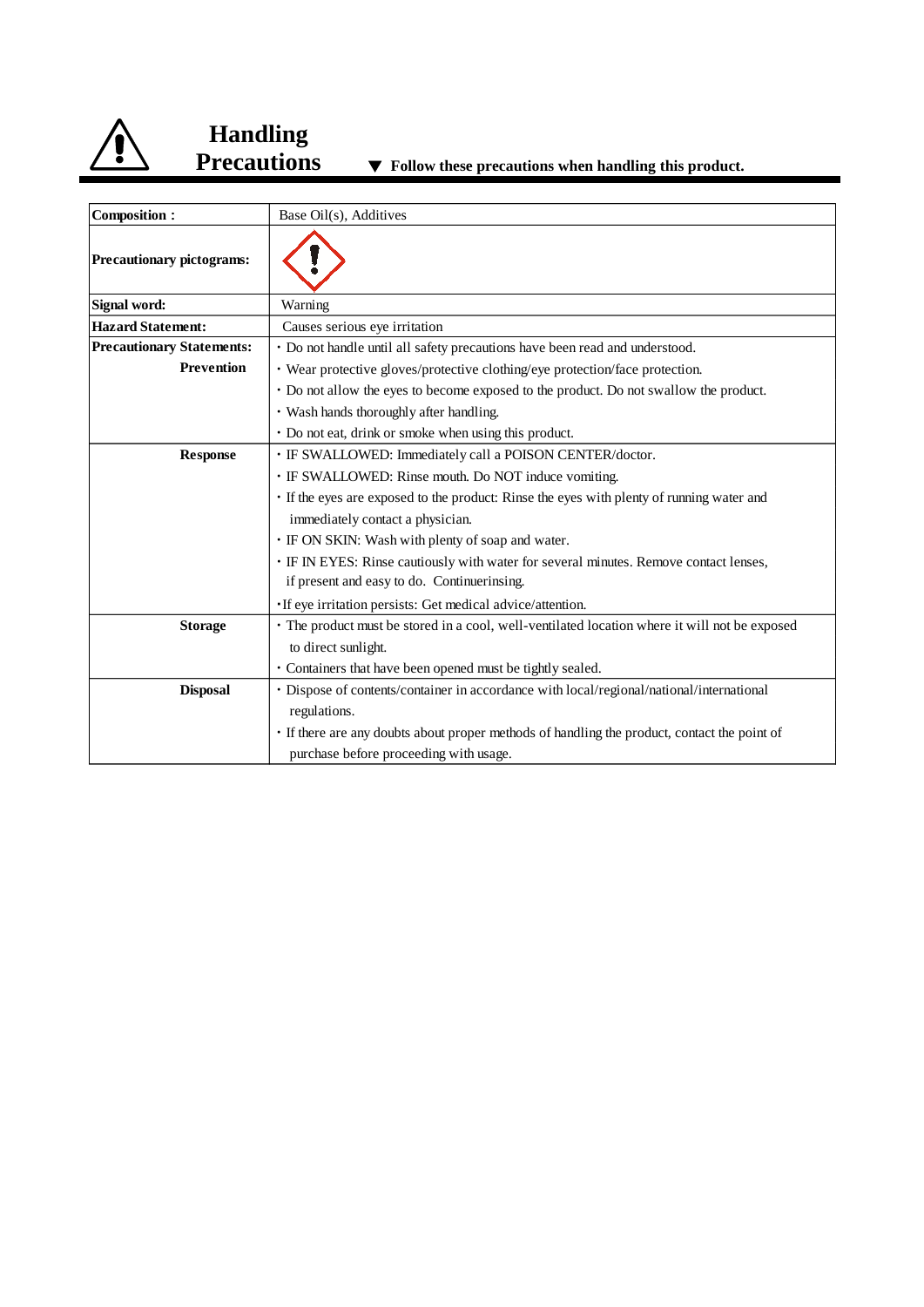# Handling Precautions

▼ **Follow these precautions when handling this product.**

| | |
|---|---|
| **Composition :** | Base Oil(s), Additives |
| **Precautionary pictograms:** | |
| **Signal word:** | Warning |
| **Hazard Statement:** | Causes serious eye irritation |
| **Precautionary Statements:** **Prevention** | ・Do not handle until all safety precautions have been read and understood. ・Wear protective gloves/protective clothing/eye protection/face protection. ・Do not allow the eyes to become exposed to the product. Do not swallow the product. ・Wash hands thoroughly after handling. ・Do not eat, drink or smoke when using this product. |
| **Response** | ・IF SWALLOWED: Immediately call a POISON CENTER/doctor. ・IF SWALLOWED: Rinse mouth. Do NOT induce vomiting. ・If the eyes are exposed to the product: Rinse the eyes with plenty of running water and immediately contact a physician. ・IF ON SKIN: Wash with plenty of soap and water. ・IF IN EYES: Rinse cautiously with water for several minutes. Remove contact lenses, if present and easy to do. Continuerinsing. ・If eye irritation persists: Get medical advice/attention. |
| **Storage** | ・The product must be stored in a cool, well-ventilated location where it will not be exposed to direct sunlight. ・Containers that have been opened must be tightly sealed. |
| **Disposal** | ・Dispose of contents/container in accordance with local/regional/national/international regulations. ・If there are any doubts about proper methods of handling the product, contact the point of purchase before proceeding with usage. |